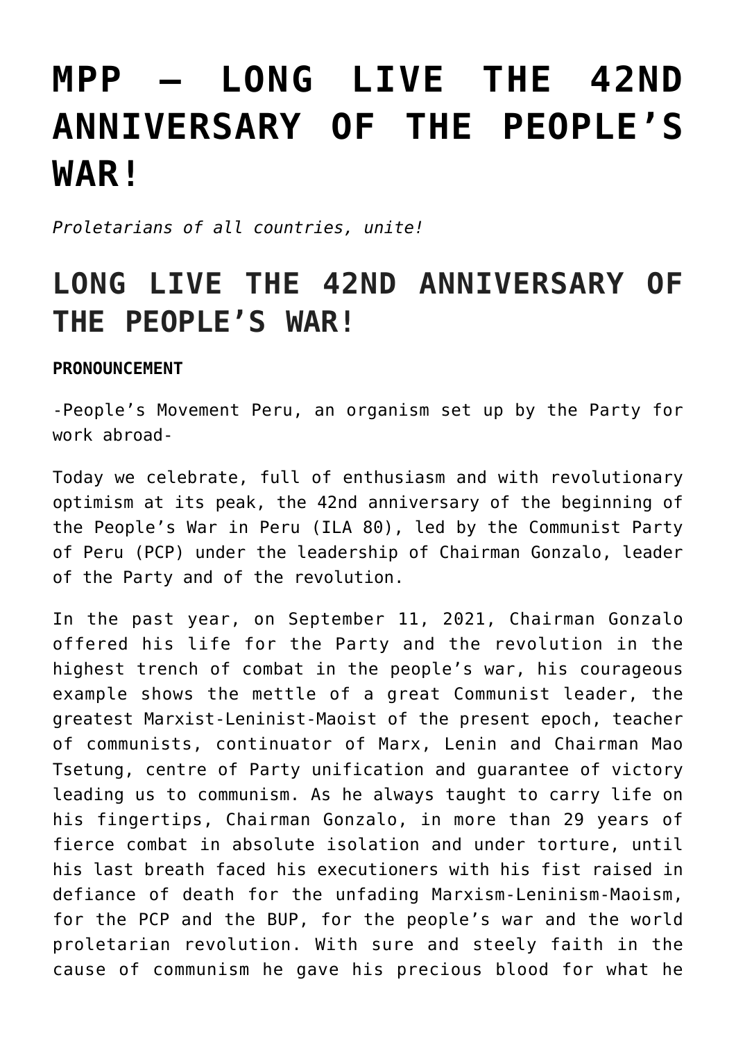# MPP – LONG LIVE THE 42ND ANNIVERSARY OF THE PEOPLE'S WAR!

*Proletarians of all countries, unite!*

## LONG LIVE THE 42ND ANNIVERSARY OF THE PEOPLE'S WAR!

**PRONOUNCEMENT**

-People's Movement Peru, an organism set up by the Party for work abroad-

Today we celebrate, full of enthusiasm and with revolutionary optimism at its peak, the 42nd anniversary of the beginning of the People's War in Peru (ILA 80), led by the Communist Party of Peru (PCP) under the leadership of Chairman Gonzalo, leader of the Party and of the revolution.

In the past year, on September 11, 2021, Chairman Gonzalo offered his life for the Party and the revolution in the highest trench of combat in the people's war, his courageous example shows the mettle of a great Communist leader, the greatest Marxist-Leninist-Maoist of the present epoch, teacher of communists, continuator of Marx, Lenin and Chairman Mao Tsetung, centre of Party unification and guarantee of victory leading us to communism. As he always taught to carry life on his fingertips, Chairman Gonzalo, in more than 29 years of fierce combat in absolute isolation and under torture, until his last breath faced his executioners with his fist raised in defiance of death for the unfading Marxism-Leninism-Maoism, for the PCP and the BUP, for the people's war and the world proletarian revolution. With sure and steely faith in the cause of communism he gave his precious blood for what he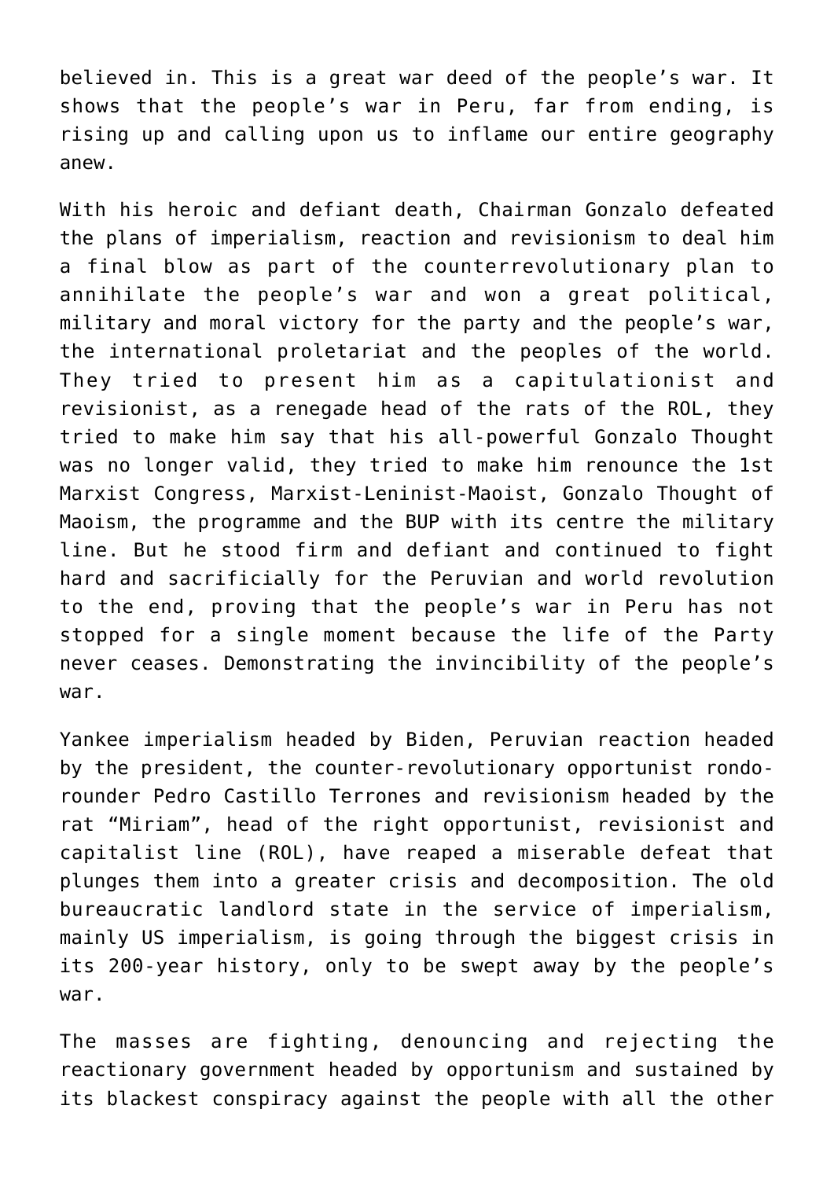believed in. This is a great war deed of the people's war. It shows that the people's war in Peru, far from ending, is rising up and calling upon us to inflame our entire geography anew.

With his heroic and defiant death, Chairman Gonzalo defeated the plans of imperialism, reaction and revisionism to deal him a final blow as part of the counterrevolutionary plan to annihilate the people's war and won a great political, military and moral victory for the party and the people's war, the international proletariat and the peoples of the world. They tried to present him as a capitulationist and revisionist, as a renegade head of the rats of the ROL, they tried to make him say that his all-powerful Gonzalo Thought was no longer valid, they tried to make him renounce the 1st Marxist Congress, Marxist-Leninist-Maoist, Gonzalo Thought of Maoism, the programme and the BUP with its centre the military line. But he stood firm and defiant and continued to fight hard and sacrificially for the Peruvian and world revolution to the end, proving that the people's war in Peru has not stopped for a single moment because the life of the Party never ceases. Demonstrating the invincibility of the people's war.

Yankee imperialism headed by Biden, Peruvian reaction headed by the president, the counter-revolutionary opportunist rondo-rounder Pedro Castillo Terrones and revisionism headed by the rat "Miriam", head of the right opportunist, revisionist and capitalist line (ROL), have reaped a miserable defeat that plunges them into a greater crisis and decomposition. The old bureaucratic landlord state in the service of imperialism, mainly US imperialism, is going through the biggest crisis in its 200-year history, only to be swept away by the people's war.

The masses are fighting, denouncing and rejecting the reactionary government headed by opportunism and sustained by its blackest conspiracy against the people with all the other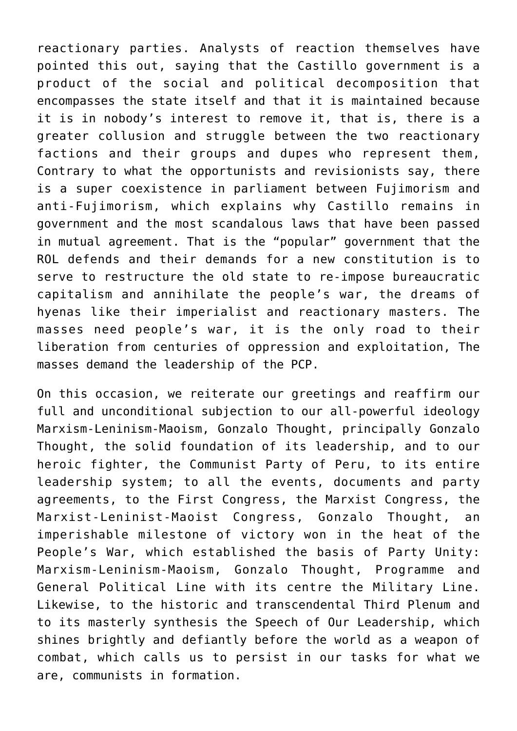reactionary parties. Analysts of reaction themselves have pointed this out, saying that the Castillo government is a product of the social and political decomposition that encompasses the state itself and that it is maintained because it is in nobody's interest to remove it, that is, there is a greater collusion and struggle between the two reactionary factions and their groups and dupes who represent them, Contrary to what the opportunists and revisionists say, there is a super coexistence in parliament between Fujimorism and anti-Fujimorism, which explains why Castillo remains in government and the most scandalous laws that have been passed in mutual agreement. That is the "popular" government that the ROL defends and their demands for a new constitution is to serve to restructure the old state to re-impose bureaucratic capitalism and annihilate the people's war, the dreams of hyenas like their imperialist and reactionary masters. The masses need people's war, it is the only road to their liberation from centuries of oppression and exploitation, The masses demand the leadership of the PCP.

On this occasion, we reiterate our greetings and reaffirm our full and unconditional subjection to our all-powerful ideology Marxism-Leninism-Maoism, Gonzalo Thought, principally Gonzalo Thought, the solid foundation of its leadership, and to our heroic fighter, the Communist Party of Peru, to its entire leadership system; to all the events, documents and party agreements, to the First Congress, the Marxist Congress, the Marxist-Leninist-Maoist Congress, Gonzalo Thought, an imperishable milestone of victory won in the heat of the People's War, which established the basis of Party Unity: Marxism-Leninism-Maoism, Gonzalo Thought, Programme and General Political Line with its centre the Military Line. Likewise, to the historic and transcendental Third Plenum and to its masterly synthesis the Speech of Our Leadership, which shines brightly and defiantly before the world as a weapon of combat, which calls us to persist in our tasks for what we are, communists in formation.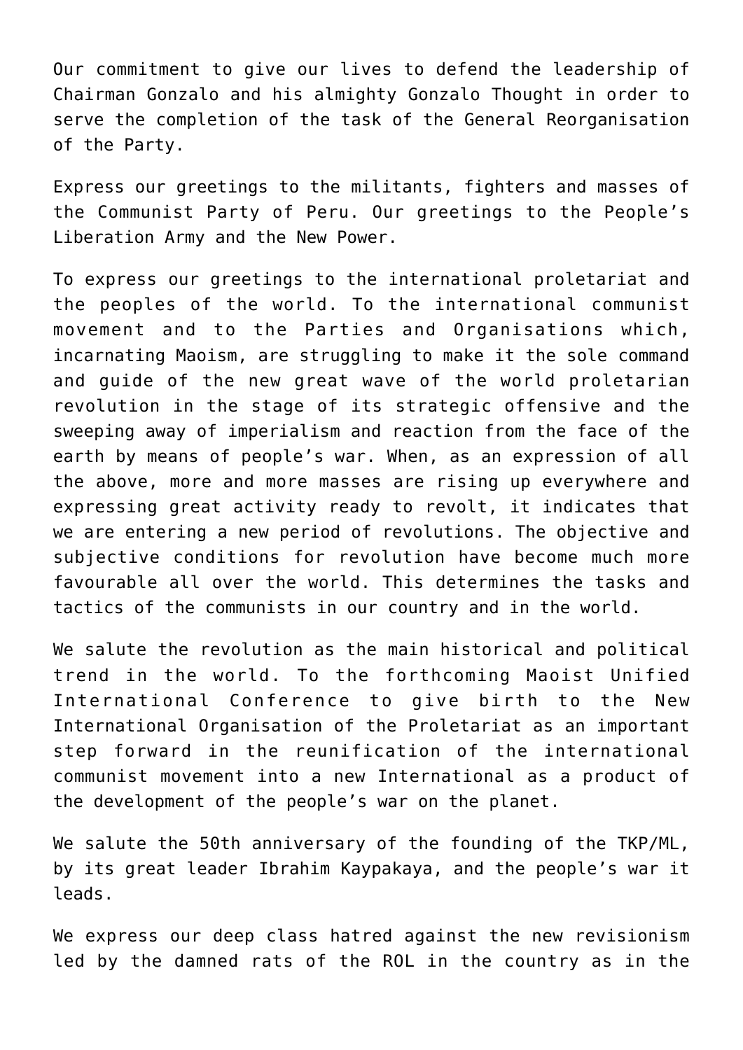Our commitment to give our lives to defend the leadership of Chairman Gonzalo and his almighty Gonzalo Thought in order to serve the completion of the task of the General Reorganisation of the Party.

Express our greetings to the militants, fighters and masses of the Communist Party of Peru. Our greetings to the People's Liberation Army and the New Power.

To express our greetings to the international proletariat and the peoples of the world. To the international communist movement and to the Parties and Organisations which, incarnating Maoism, are struggling to make it the sole command and guide of the new great wave of the world proletarian revolution in the stage of its strategic offensive and the sweeping away of imperialism and reaction from the face of the earth by means of people's war. When, as an expression of all the above, more and more masses are rising up everywhere and expressing great activity ready to revolt, it indicates that we are entering a new period of revolutions. The objective and subjective conditions for revolution have become much more favourable all over the world. This determines the tasks and tactics of the communists in our country and in the world.

We salute the revolution as the main historical and political trend in the world. To the forthcoming Maoist Unified International Conference to give birth to the New International Organisation of the Proletariat as an important step forward in the reunification of the international communist movement into a new International as a product of the development of the people's war on the planet.

We salute the 50th anniversary of the founding of the TKP/ML, by its great leader Ibrahim Kaypakaya, and the people's war it leads.

We express our deep class hatred against the new revisionism led by the damned rats of the ROL in the country as in the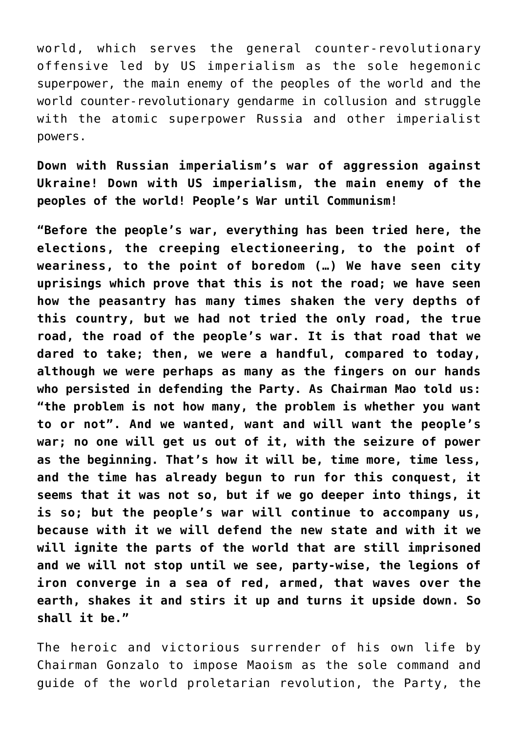world, which serves the general counter-revolutionary offensive led by US imperialism as the sole hegemonic superpower, the main enemy of the peoples of the world and the world counter-revolutionary gendarme in collusion and struggle with the atomic superpower Russia and other imperialist powers.

**Down with Russian imperialism's war of aggression against Ukraine! Down with US imperialism, the main enemy of the peoples of the world! People's War until Communism!**

**"Before the people's war, everything has been tried here, the elections, the creeping electioneering, to the point of weariness, to the point of boredom (…) We have seen city uprisings which prove that this is not the road; we have seen how the peasantry has many times shaken the very depths of this country, but we had not tried the only road, the true road, the road of the people's war. It is that road that we dared to take; then, we were a handful, compared to today, although we were perhaps as many as the fingers on our hands who persisted in defending the Party. As Chairman Mao told us: "the problem is not how many, the problem is whether you want to or not". And we wanted, want and will want the people's war; no one will get us out of it, with the seizure of power as the beginning. That's how it will be, time more, time less, and the time has already begun to run for this conquest, it seems that it was not so, but if we go deeper into things, it is so; but the people's war will continue to accompany us, because with it we will defend the new state and with it we will ignite the parts of the world that are still imprisoned and we will not stop until we see, party-wise, the legions of iron converge in a sea of red, armed, that waves over the earth, shakes it and stirs it up and turns it upside down. So shall it be."**

The heroic and victorious surrender of his own life by Chairman Gonzalo to impose Maoism as the sole command and guide of the world proletarian revolution, the Party, the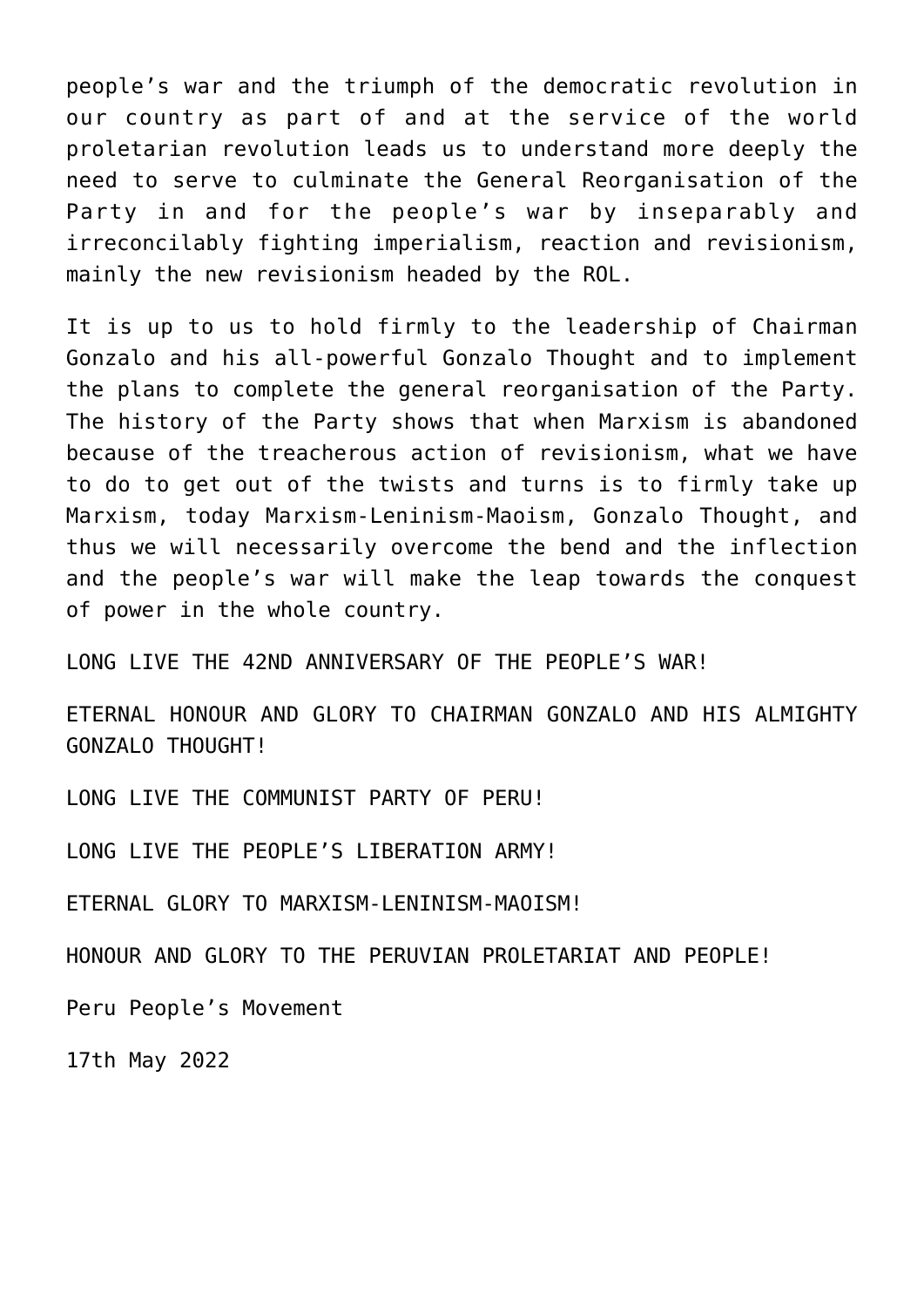people's war and the triumph of the democratic revolution in our country as part of and at the service of the world proletarian revolution leads us to understand more deeply the need to serve to culminate the General Reorganisation of the Party in and for the people's war by inseparably and irreconcilably fighting imperialism, reaction and revisionism, mainly the new revisionism headed by the ROL.

It is up to us to hold firmly to the leadership of Chairman Gonzalo and his all-powerful Gonzalo Thought and to implement the plans to complete the general reorganisation of the Party. The history of the Party shows that when Marxism is abandoned because of the treacherous action of revisionism, what we have to do to get out of the twists and turns is to firmly take up Marxism, today Marxism-Leninism-Maoism, Gonzalo Thought, and thus we will necessarily overcome the bend and the inflection and the people's war will make the leap towards the conquest of power in the whole country.

LONG LIVE THE 42ND ANNIVERSARY OF THE PEOPLE'S WAR!

ETERNAL HONOUR AND GLORY TO CHAIRMAN GONZALO AND HIS ALMIGHTY GONZALO THOUGHT!

LONG LIVE THE COMMUNIST PARTY OF PERU!

LONG LIVE THE PEOPLE'S LIBERATION ARMY!

ETERNAL GLORY TO MARXISM-LENINISM-MAOISM!

HONOUR AND GLORY TO THE PERUVIAN PROLETARIAT AND PEOPLE!

Peru People's Movement

17th May 2022